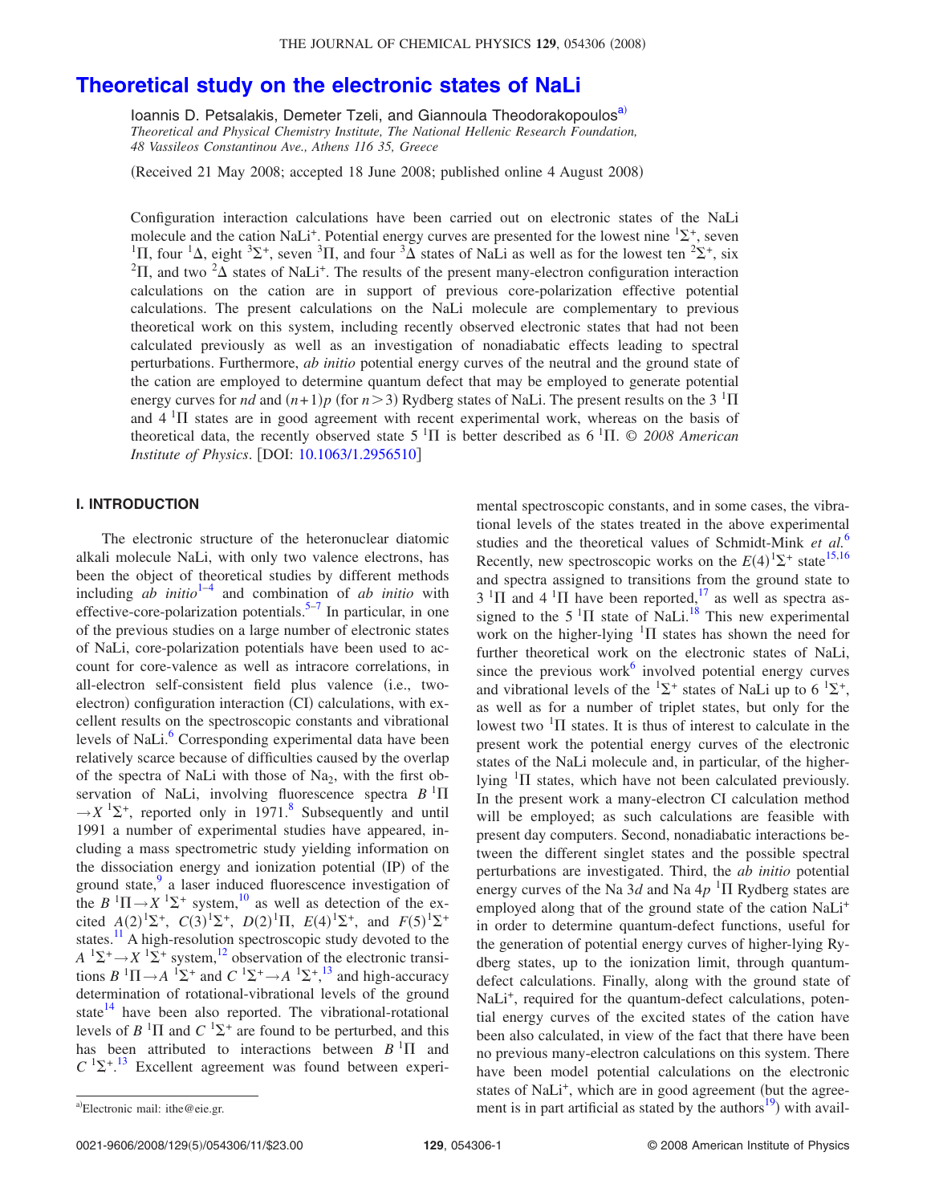# Theoretical study on the electronic states of NaLi

Ioannis D. Petsalakis, Demeter Tzeli, and Giannoula Theodorakopoulos[a]

*Theoretical and Physical Chemistry Institute, The National Hellenic Research Foundation, 48 Vassileos Constantinou Ave., Athens 116 35, Greece*

(Received 21 May 2008; accepted 18 June 2008; published online 4 August 2008)

Configuration interaction calculations have been carried out on electronic states of the NaLi molecule and the cation $NaLi^+$. Potential energy curves are presented for the lowest nine $^1\Sigma^+$, seven $^1\Pi$, four $^1\Delta$, eight $^3\Sigma^+$, seven $^3\Pi$, and four $^3\Delta$ states of NaLi as well as for the lowest ten $^2\Sigma^+$, six $^2\Pi$, and two $^2\Delta$ states of $NaLi^+$. The results of the present many-electron configuration interaction calculations on the cation are in support of previous core-polarization effective potential calculations. The present calculations on the NaLi molecule are complementary to previous theoretical work on this system, including recently observed electronic states that had not been calculated previously as well as an investigation of nonadiabatic effects leading to spectral perturbations. Furthermore, *ab initio* potential energy curves of the neutral and the ground state of the cation are employed to determine quantum defect that may be employed to generate potential energy curves for *nd* and $(n+1)p$ (for $n>3$) Rydberg states of NaLi. The present results on the 3 $^1\Pi$ and 4 $^1\Pi$ states are in good agreement with recent experimental work, whereas on the basis of theoretical data, the recently observed state 5 $^1\Pi$ is better described as 6 $^1\Pi$. © *2008 American Institute of Physics*. [DOI: 10.1063/1.2956510]

## I. INTRODUCTION

The electronic structure of the heteronuclear diatomic alkali molecule NaLi, with only two valence electrons, has been the object of theoretical studies by different methods including *ab initio*[1–4] and combination of *ab initio* with effective-core-polarization potentials.[5–7] In particular, in one of the previous studies on a large number of electronic states of NaLi, core-polarization potentials have been used to account for core-valence as well as intracore correlations, in all-electron self-consistent field plus valence (i.e., two-electron) configuration interaction (CI) calculations, with excellent results on the spectroscopic constants and vibrational levels of NaLi.[6] Corresponding experimental data have been relatively scarce because of difficulties caused by the overlap of the spectra of NaLi with those of $Na_2$, with the first observation of NaLi, involving fluorescence spectra $B\,^1\Pi \rightarrow X\,^1\Sigma^+$, reported only in 1971.[8] Subsequently and until 1991 a number of experimental studies have appeared, including a mass spectrometric study yielding information on the dissociation energy and ionization potential (IP) of the ground state,[9] a laser induced fluorescence investigation of the $B\,^1\Pi \rightarrow X\,^1\Sigma^+$ system,[10] as well as detection of the excited $A(2)^1\Sigma^+$, $C(3)^1\Sigma^+$, $D(2)^1\Pi$, $E(4)^1\Sigma^+$, and $F(5)^1\Sigma^+$ states.[11] A high-resolution spectroscopic study devoted to the $A\,^1\Sigma^+ \rightarrow X\,^1\Sigma^+$ system,[12] observation of the electronic transitions $B\,^1\Pi \rightarrow A\,^1\Sigma^+$ and $C\,^1\Sigma^+ \rightarrow A\,^1\Sigma^+$,[13] and high-accuracy determination of rotational-vibrational levels of the ground state[14] have been also reported. The vibrational-rotational levels of $B\,^1\Pi$ and $C\,^1\Sigma^+$ are found to be perturbed, and this has been attributed to interactions between $B\,^1\Pi$ and $C\,^1\Sigma^+$.[13] Excellent agreement was found between experimental spectroscopic constants, and in some cases, the vibrational levels of the states treated in the above experimental studies and the theoretical values of Schmidt-Mink *et al.*[6] Recently, new spectroscopic works on the $E(4)^1\Sigma^+$ state[15,16] and spectra assigned to transitions from the ground state to 3 $^1\Pi$ and 4 $^1\Pi$ have been reported,[17] as well as spectra assigned to the 5 $^1\Pi$ state of NaLi.[18] This new experimental work on the higher-lying $^1\Pi$ states has shown the need for further theoretical work on the electronic states of NaLi, since the previous work[6] involved potential energy curves and vibrational levels of the $^1\Sigma^+$ states of NaLi up to 6 $^1\Sigma^+$, as well as for a number of triplet states, but only for the lowest two $^1\Pi$ states. It is thus of interest to calculate in the present work the potential energy curves of the electronic states of the NaLi molecule and, in particular, of the higher-lying $^1\Pi$ states, which have not been calculated previously. In the present work a many-electron CI calculation method will be employed; as such calculations are feasible with present day computers. Second, nonadiabatic interactions between the different singlet states and the possible spectral perturbations are investigated. Third, the *ab initio* potential energy curves of the Na 3*d* and Na 4*p* $^1\Pi$ Rydberg states are employed along that of the ground state of the cation $NaLi^+$ in order to determine quantum-defect functions, useful for the generation of potential energy curves of higher-lying Rydberg states, up to the ionization limit, through quantum-defect calculations. Finally, along with the ground state of $NaLi^+$, required for the quantum-defect calculations, potential energy curves of the excited states of the cation have been also calculated, in view of the fact that there have been no previous many-electron calculations on this system. There have been model potential calculations on the electronic states of $NaLi^+$, which are in good agreement (but the agreement is in part artificial as stated by the authors[19]) with avail-

[a]Electronic mail: ithe@eie.gr.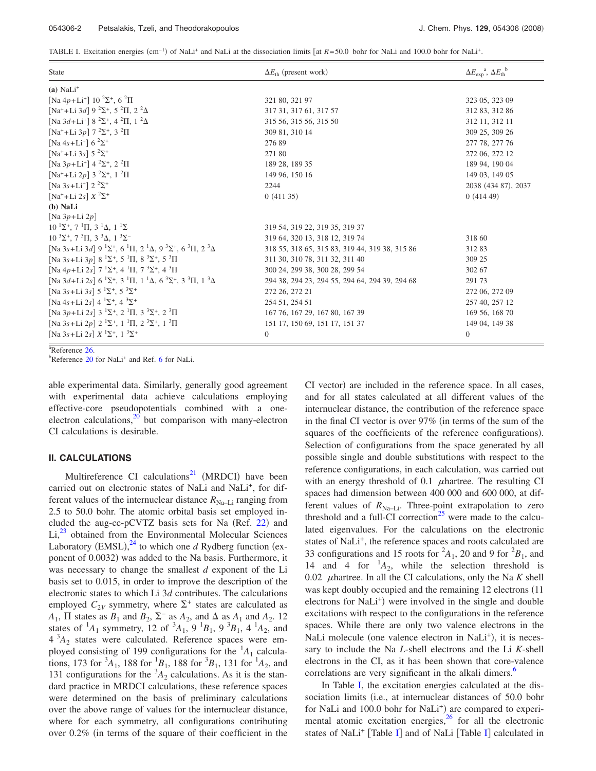TABLE I. Excitation energies (cm$^{-1}$) of $NaLi^+$ and NaLi at the dissociation limits [at $R=50.0$ bohr for NaLi and 100.0 bohr for $NaLi^+$.

| State | $\Delta E_{th}$ (present work) | $\Delta E_{exp}$[a], $\Delta E_{th}$[b] |
|---|---|---|
| (a) $NaLi^+$ | | |
| [Na 4$p$+$Li^+$] 10 $^2\Sigma^+$, 6 $^2\Pi$ | 321 80, 321 97 | 323 05, 323 09 |
| [$Na^+$+Li 3$d$] 9 $^2\Sigma^+$, 5 $^2\Pi$, 2 $^2\Delta$ | 317 31, 317 61, 317 57 | 312 83, 312 86 |
| [Na 3$d$+$Li^+$] 8 $^2\Sigma^+$, 4 $^2\Pi$, 1 $^2\Delta$ | 315 56, 315 56, 315 50 | 312 11, 312 11 |
| [$Na^+$+Li 3$p$] 7 $^2\Sigma^+$, 3 $^2\Pi$ | 309 81, 310 14 | 309 25, 309 26 |
| [Na 4$s$+$Li^+$] 6 $^2\Sigma^+$ | 276 89 | 277 78, 277 76 |
| [$Na^+$+Li 3$s$] 5 $^2\Sigma^+$ | 271 80 | 272 06, 272 12 |
| [Na 3$p$+$Li^+$] 4 $^2\Sigma^+$, 2 $^2\Pi$ | 189 28, 189 35 | 189 94, 190 04 |
| [$Na^+$+Li 2$p$] 3 $^2\Sigma^+$, 1 $^2\Pi$ | 149 96, 150 16 | 149 03, 149 05 |
| [Na 3$s$+$Li^+$] 2 $^2\Sigma^+$ | 2244 | 2038 (434 87), 2037 |
| [$Na^+$+Li 2$s$] $X$ $^2\Sigma^+$ | 0 (411 35) | 0 (414 49) |
| (b) NaLi | | |
| [Na 3$p$+Li 2$p$] | | |
| 10 $^1\Sigma^+$, 7 $^1\Pi$, 3 $^1\Delta$, 1 $^1\Sigma$ | 319 54, 319 22, 319 35, 319 37 | |
| 10 $^3\Sigma^+$, 7 $^3\Pi$, 3 $^3\Delta$, 1 $^3\Sigma^-$ | 319 64, 320 13, 318 12, 319 74 | 318 60 |
| [Na 3$s$+Li 3$d$] 9 $^1\Sigma^+$, 6 $^1\Pi$, 2 $^1\Delta$, 9 $^3\Sigma^+$, 6 $^3\Pi$, 2 $^3\Delta$ | 318 55, 318 65, 315 83, 319 44, 319 38, 315 86 | 312 83 |
| [Na 3$s$+Li 3$p$] 8 $^1\Sigma^+$, 5 $^1\Pi$, 8 $^3\Sigma^+$, 5 $^3\Pi$ | 311 30, 310 78, 311 32, 311 40 | 309 25 |
| [Na 4$p$+Li 2$s$] 7 $^1\Sigma^+$, 4 $^1\Pi$, 7 $^3\Sigma^+$, 4 $^3\Pi$ | 300 24, 299 38, 300 28, 299 54 | 302 67 |
| [Na 3$d$+Li 2$s$] 6 $^1\Sigma^+$, 3 $^1\Pi$, 1 $^1\Delta$, 6 $^3\Sigma^+$, 3 $^3\Pi$, 1 $^3\Delta$ | 294 38, 294 23, 294 55, 294 64, 294 39, 294 68 | 291 73 |
| [Na 3$s$+Li 3$s$] 5 $^1\Sigma^+$, 5 $^3\Sigma^+$ | 272 26, 272 21 | 272 06, 272 09 |
| [Na 4$s$+Li 2$s$] 4 $^1\Sigma^+$, 4 $^3\Sigma^+$ | 254 51, 254 51 | 257 40, 257 12 |
| [Na 3$p$+Li 2$s$] 3 $^1\Sigma^+$, 2 $^1\Pi$, 3 $^3\Sigma^+$, 2 $^3\Pi$ | 167 76, 167 29, 167 80, 167 39 | 169 56, 168 70 |
| [Na 3$s$+Li 2$p$] 2 $^1\Sigma^+$, 1 $^1\Pi$, 2 $^3\Sigma^+$, 1 $^3\Pi$ | 151 17, 150 69, 151 17, 151 37 | 149 04, 149 38 |
| [Na 3$s$+Li 2$s$] $X$ $^1\Sigma^+$, 1 $^3\Sigma^+$ | 0 | 0 |

[a]Reference 26.
[b]Reference 20 for $NaLi^+$ and Ref. 6 for NaLi.

able experimental data. Similarly, generally good agreement with experimental data achieve calculations employing effective-core pseudopotentials combined with a one-electron calculations,[20] but comparison with many-electron CI calculations is desirable.

## II. CALCULATIONS

Multireference CI calculations[21] (MRDCI) have been carried out on electronic states of NaLi and $NaLi^+$, for different values of the internuclear distance $R_{Na–Li}$ ranging from 2.5 to 50.0 bohr. The atomic orbital basis set employed included the aug-cc-pCVTZ basis sets for Na (Ref. 22) and Li,[23] obtained from the Environmental Molecular Sciences Laboratory (EMSL),[24] to which one $d$ Rydberg function (exponent of 0.0032) was added to the Na basis. Furthermore, it was necessary to change the smallest $d$ exponent of the Li basis set to 0.015, in order to improve the description of the electronic states to which Li 3$d$ contributes. The calculations employed $C_{2V}$ symmetry, where $\Sigma^+$ states are calculated as $A_1$, $\Pi$ states as $B_1$ and $B_2$, $\Sigma^-$ as $A_2$, and $\Delta$ as $A_1$ and $A_2$. 12 states of $^1A_1$ symmetry, 12 of $^3A_1$, 9 $^1B_1$, 9 $^3B_1$, 4 $^1A_2$, and 4 $^3A_2$ states were calculated. Reference spaces were employed consisting of 199 configurations for the $^1A_1$ calculations, 173 for $^3A_1$, 188 for $^1B_1$, 188 for $^3B_1$, 131 for $^1A_2$, and 131 configurations for the $^3A_2$ calculations. As it is the standard practice in MRDCI calculations, these reference spaces were determined on the basis of preliminary calculations over the above range of values for the internuclear distance, where for each symmetry, all configurations contributing over 0.2% (in terms of the square of their coefficient in the CI vector) are included in the reference space. In all cases, and for all states calculated at all different values of the internuclear distance, the contribution of the reference space in the final CI vector is over 97% (in terms of the sum of the squares of the coefficients of the reference configurations). Selection of configurations from the space generated by all possible single and double substitutions with respect to the reference configurations, in each calculation, was carried out with an energy threshold of 0.1 $\mu$hartree. The resulting CI spaces had dimension between 400 000 and 600 000, at different values of $R_{Na–Li}$. Three-point extrapolation to zero threshold and a full-CI correction[25] were made to the calculated eigenvalues. For the calculations on the electronic states of $NaLi^+$, the reference spaces and roots calculated are 33 configurations and 15 roots for $^2A_1$, 20 and 9 for $^2B_1$, and 14 and 4 for $^1A_2$, while the selection threshold is 0.02 $\mu$hartree. In all the CI calculations, only the Na $K$ shell was kept doubly occupied and the remaining 12 electrons (11 electrons for $NaLi^+$) were involved in the single and double excitations with respect to the configurations in the reference spaces. While there are only two valence electrons in the NaLi molecule (one valence electron in $NaLi^+$), it is necessary to include the Na $L$-shell electrons and the Li $K$-shell electrons in the CI, as it has been shown that core-valence correlations are very significant in the alkali dimers.[6]

In Table I, the excitation energies calculated at the dissociation limits (i.e., at internuclear distances of 50.0 bohr for NaLi and 100.0 bohr for $NaLi^+$) are compared to experimental atomic excitation energies,[26] for all the electronic states of $NaLi^+$ [Table I] and of NaLi [Table I] calculated in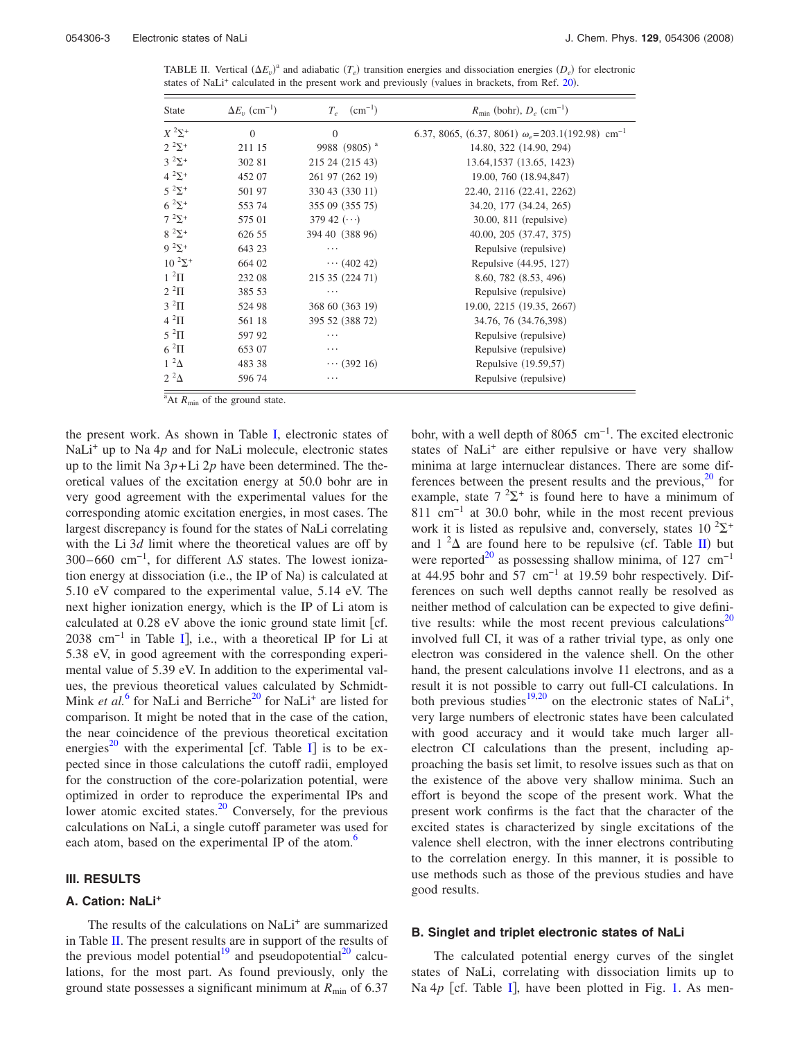TABLE II. Vertical $(\Delta E_v)$[a] and adiabatic $(T_e)$ transition energies and dissociation energies $(D_e)$ for electronic states of $NaLi^+$ calculated in the present work and previously (values in brackets, from Ref. 20).

| State | $\Delta E_v$ (cm$^{-1}$) | $T_e$ (cm$^{-1}$) | $R_{min}$ (bohr), $D_e$ (cm$^{-1}$) |
|---|---|---|---|
| $X\,^2\Sigma^+$ | 0 | 0 | 6.37, 8065, (6.37, 8061) $\omega_e$=203.1(192.98) cm$^{-1}$ |
| $2\,^2\Sigma^+$ | 211 15 | 9988 (9805)[a] | 14.80, 322 (14.90, 294) |
| $3\,^2\Sigma^+$ | 302 81 | 215 24 (215 43) | 13.64,1537 (13.65, 1423) |
| $4\,^2\Sigma^+$ | 452 07 | 261 97 (262 19) | 19.00, 760 (18.94,847) |
| $5\,^2\Sigma^+$ | 501 97 | 330 43 (330 11) | 22.40, 2116 (22.41, 2262) |
| $6\,^2\Sigma^+$ | 553 74 | 355 09 (355 75) | 34.20, 177 (34.24, 265) |
| $7\,^2\Sigma^+$ | 575 01 | 379 42 (⋯) | 30.00, 811 (repulsive) |
| $8\,^2\Sigma^+$ | 626 55 | 394 40 (388 96) | 40.00, 205 (37.47, 375) |
| $9\,^2\Sigma^+$ | 643 23 | ⋯ | Repulsive (repulsive) |
| $10\,^2\Sigma^+$ | 664 02 | ⋯ (402 42) | Repulsive (44.95, 127) |
| $1\,^2\Pi$ | 232 08 | 215 35 (224 71) | 8.60, 782 (8.53, 496) |
| $2\,^2\Pi$ | 385 53 | ⋯ | Repulsive (repulsive) |
| $3\,^2\Pi$ | 524 98 | 368 60 (363 19) | 19.00, 2215 (19.35, 2667) |
| $4\,^2\Pi$ | 561 18 | 395 52 (388 72) | 34.76, 76 (34.76,398) |
| $5\,^2\Pi$ | 597 92 | ⋯ | Repulsive (repulsive) |
| $6\,^2\Pi$ | 653 07 | ⋯ | Repulsive (repulsive) |
| $1\,^2\Delta$ | 483 38 | ⋯ (392 16) | Repulsive (19.59,57) |
| $2\,^2\Delta$ | 596 74 | ⋯ | Repulsive (repulsive) |

[a]At $R_{min}$ of the ground state.

the present work. As shown in Table I, electronic states of $NaLi^+$ up to Na $4p$ and for NaLi molecule, electronic states up to the limit Na $3p$+Li $2p$ have been determined. The theoretical values of the excitation energy at 50.0 bohr are in very good agreement with the experimental values for the corresponding atomic excitation energies, in most cases. The largest discrepancy is found for the states of NaLi correlating with the Li $3d$ limit where the theoretical values are off by 300–660 cm$^{-1}$, for different $\Lambda S$ states. The lowest ionization energy at dissociation (i.e., the IP of Na) is calculated at 5.10 eV compared to the experimental value, 5.14 eV. The next higher ionization energy, which is the IP of Li atom is calculated at 0.28 eV above the ionic ground state limit [cf. 2038 cm$^{-1}$ in Table I], i.e., with a theoretical IP for Li at 5.38 eV, in good agreement with the corresponding experimental value of 5.39 eV. In addition to the experimental values, the previous theoretical values calculated by Schmidt-Mink *et al.*[6] for NaLi and Berriche[20] for $NaLi^+$ are listed for comparison. It might be noted that in the case of the cation, the near coincidence of the previous theoretical excitation energies[20] with the experimental [cf. Table I] is to be expected since in those calculations the cutoff radii, employed for the construction of the core-polarization potential, were optimized in order to reproduce the experimental IPs and lower atomic excited states.[20] Conversely, for the previous calculations on NaLi, a single cutoff parameter was used for each atom, based on the experimental IP of the atom.[6]

## III. RESULTS

### A. Cation: $NaLi^+$

The results of the calculations on $NaLi^+$ are summarized in Table II. The present results are in support of the results of the previous model potential[19] and pseudopotential[20] calculations, for the most part. As found previously, only the ground state possesses a significant minimum at $R_{min}$ of 6.37 bohr, with a well depth of 8065 cm$^{-1}$. The excited electronic states of $NaLi^+$ are either repulsive or have very shallow minima at large internuclear distances. There are some differences between the present results and the previous,[20] for example, state $7\,^2\Sigma^+$ is found here to have a minimum of 811 cm$^{-1}$ at 30.0 bohr, while in the most recent previous work it is listed as repulsive and, conversely, states $10\,^2\Sigma^+$ and $1\,^2\Delta$ are found here to be repulsive (cf. Table II) but were reported[20] as possessing shallow minima, of 127 cm$^{-1}$ at 44.95 bohr and 57 cm$^{-1}$ at 19.59 bohr respectively. Differences on such well depths cannot really be resolved as neither method of calculation can be expected to give definitive results: while the most recent previous calculations[20] involved full CI, it was of a rather trivial type, as only one electron was considered in the valence shell. On the other hand, the present calculations involve 11 electrons, and as a result it is not possible to carry out full-CI calculations. In both previous studies[19,20] on the electronic states of $NaLi^+$, very large numbers of electronic states have been calculated with good accuracy and it would take much larger all-electron CI calculations than the present, including approaching the basis set limit, to resolve issues such as that on the existence of the above very shallow minima. Such an effort is beyond the scope of the present work. What the present work confirms is the fact that the character of the excited states is characterized by single excitations of the valence shell electron, with the inner electrons contributing to the correlation energy. In this manner, it is possible to use methods such as those of the previous studies and have good results.

### B. Singlet and triplet electronic states of NaLi

The calculated potential energy curves of the singlet states of NaLi, correlating with dissociation limits up to Na $4p$ [cf. Table I], have been plotted in Fig. 1. As men-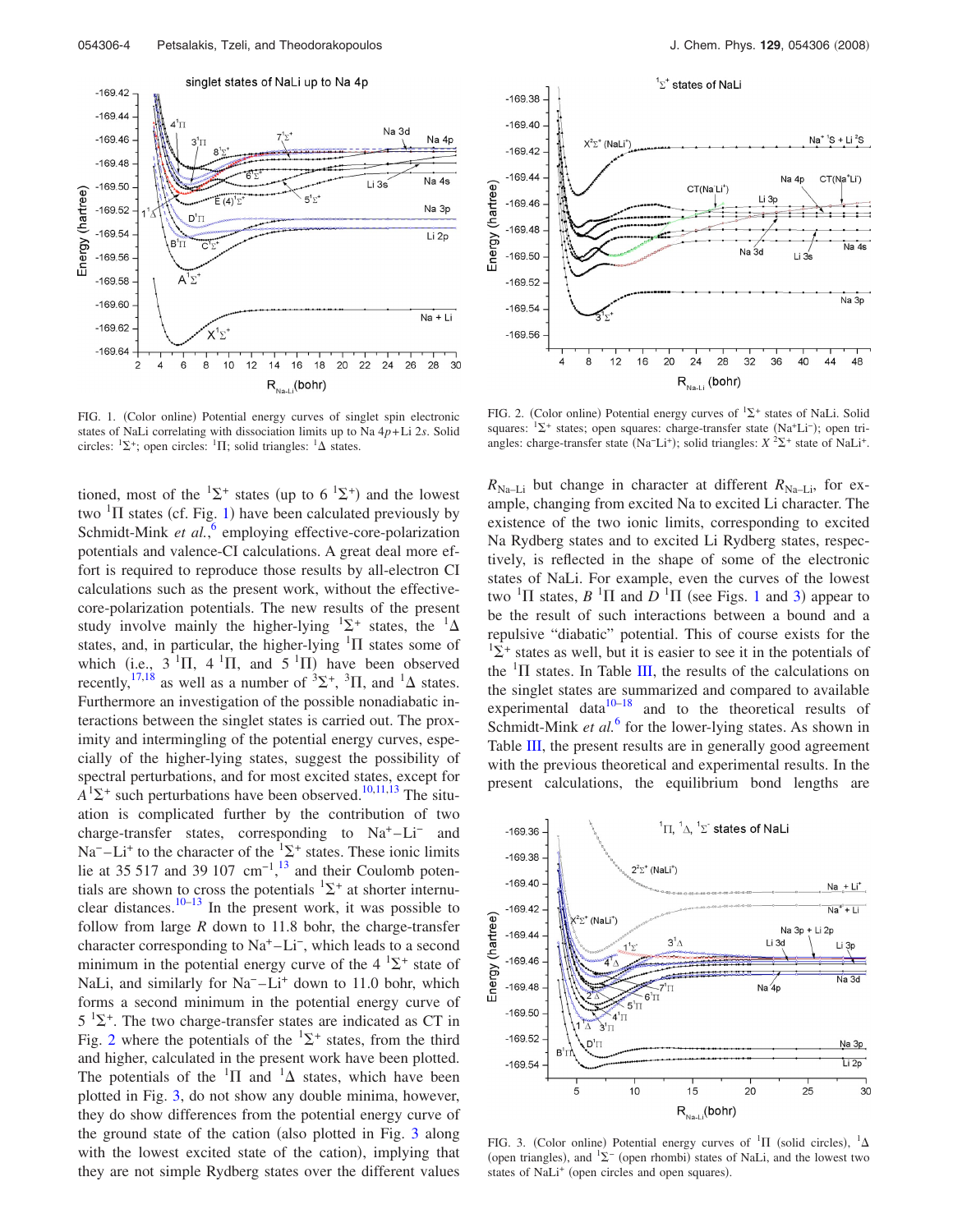FIG. 1. (Color online) Potential energy curves of singlet spin electronic states of NaLi correlating with dissociation limits up to Na 4*p*+Li 2*s*. Solid circles: $^1\Sigma^+$; open circles: $^1\Pi$; solid triangles: $^1\Delta$ states.

FIG. 2. (Color online) Potential energy curves of $^1\Sigma^+$ states of NaLi. Solid squares: $^1\Sigma^+$ states; open squares: charge-transfer state ($Na^+Li^-$); open triangles: charge-transfer state ($Na^-Li^+$); solid triangles: $X\ ^2\Sigma^+$ state of $NaLi^+$.

tioned, most of the $^1\Sigma^+$ states (up to 6 $^1\Sigma^+$) and the lowest two $^1\Pi$ states (cf. Fig. 1) have been calculated previously by Schmidt-Mink *et al.*,[6] employing effective-core-polarization potentials and valence-CI calculations. A great deal more effort is required to reproduce those results by all-electron CI calculations such as the present work, without the effective-core-polarization potentials. The new results of the present study involve mainly the higher-lying $^1\Sigma^+$ states, the $^1\Delta$ states, and, in particular, the higher-lying $^1\Pi$ states some of which (i.e., 3 $^1\Pi$, 4 $^1\Pi$, and 5 $^1\Pi$) have been observed recently,[17,18] as well as a number of $^3\Sigma^+$, $^3\Pi$, and $^1\Delta$ states. Furthermore an investigation of the possible nonadiabatic interactions between the singlet states is carried out. The proximity and intermingling of the potential energy curves, especially of the higher-lying states, suggest the possibility of spectral perturbations, and for most excited states, except for $A\ ^1\Sigma^+$ such perturbations have been observed.[10,11,13] The situation is complicated further by the contribution of two charge-transfer states, corresponding to $Na^+$–$Li^-$ and $Na^-$–$Li^+$ to the character of the $^1\Sigma^+$ states. These ionic limits lie at 35 517 and 39 107 $cm^{-1}$,[13] and their Coulomb potentials are shown to cross the potentials $^1\Sigma^+$ at shorter internuclear distances.[10–13] In the present work, it was possible to follow from large *R* down to 11.8 bohr, the charge-transfer character corresponding to $Na^+$–$Li^-$, which leads to a second minimum in the potential energy curve of the 4 $^1\Sigma^+$ state of NaLi, and similarly for $Na^-$–$Li^+$ down to 11.0 bohr, which forms a second minimum in the potential energy curve of 5 $^1\Sigma^+$. The two charge-transfer states are indicated as CT in Fig. 2 where the potentials of the $^1\Sigma^+$ states, from the third and higher, calculated in the present work have been plotted. The potentials of the $^1\Pi$ and $^1\Delta$ states, which have been plotted in Fig. 3, do not show any double minima, however, they do show differences from the potential energy curve of the ground state of the cation (also plotted in Fig. 3 along with the lowest excited state of the cation), implying that they are not simple Rydberg states over the different values $R_{Na\text{–}Li}$ but change in character at different $R_{Na\text{–}Li}$, for example, changing from excited Na to excited Li character. The existence of the two ionic limits, corresponding to excited Na Rydberg states and to excited Li Rydberg states, respectively, is reflected in the shape of some of the electronic states of NaLi. For example, even the curves of the lowest two $^1\Pi$ states, $B\ ^1\Pi$ and $D\ ^1\Pi$ (see Figs. 1 and 3) appear to be the result of such interactions between a bound and a repulsive "diabatic" potential. This of course exists for the $^1\Sigma^+$ states as well, but it is easier to see it in the potentials of the $^1\Pi$ states. In Table III, the results of the calculations on the singlet states are summarized and compared to available experimental data[10–18] and to the theoretical results of Schmidt-Mink *et al.*[6] for the lower-lying states. As shown in Table III, the present results are in generally good agreement with the previous theoretical and experimental results. In the present calculations, the equilibrium bond lengths are

FIG. 3. (Color online) Potential energy curves of $^1\Pi$ (solid circles), $^1\Delta$ (open triangles), and $^1\Sigma^-$ (open rhombi) states of NaLi, and the lowest two states of $NaLi^+$ (open circles and open squares).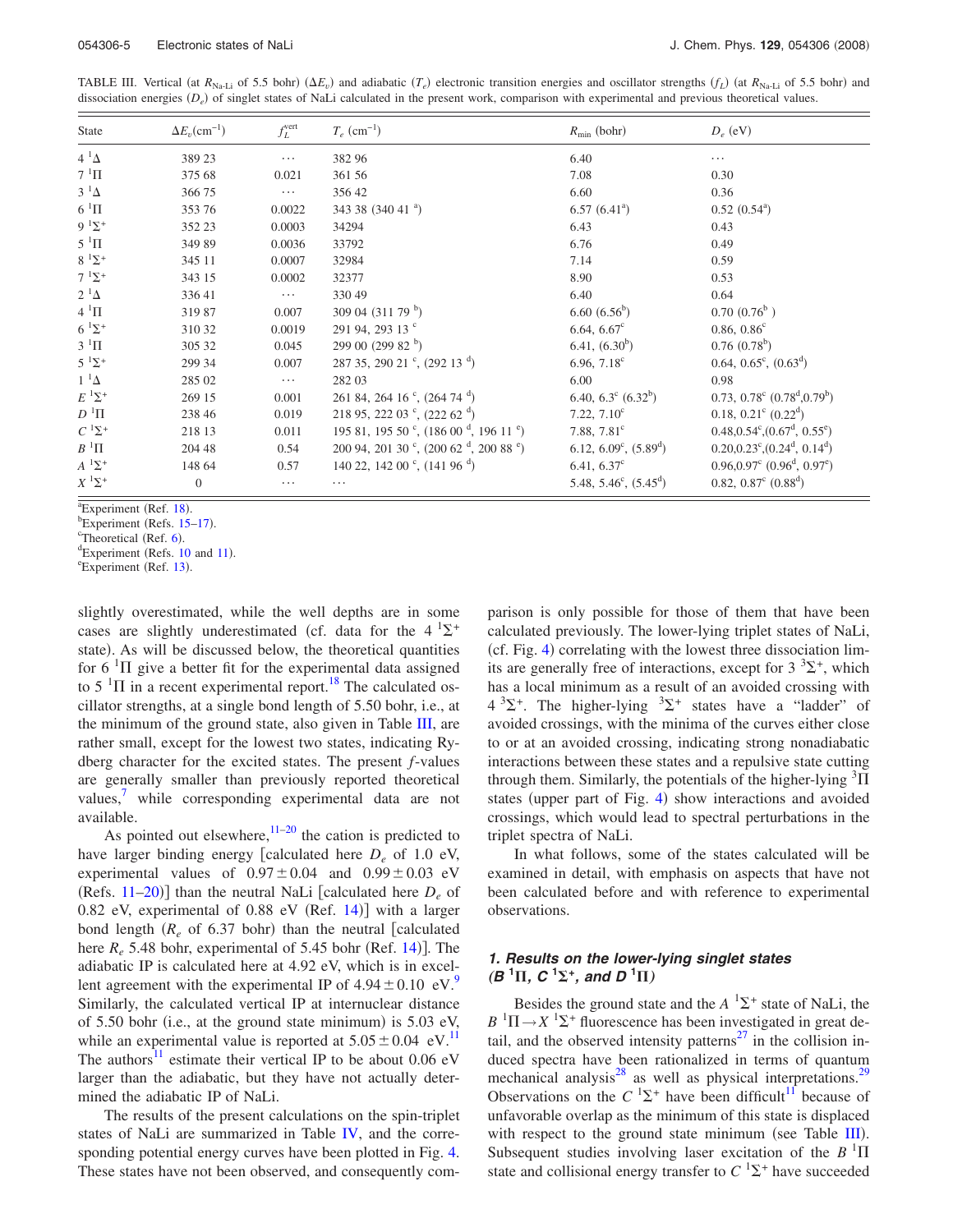TABLE III. Vertical (at $R_{\mathrm{Na-Li}}$ of 5.5 bohr) ($\Delta E_v$) and adiabatic ($T_e$) electronic transition energies and oscillator strengths ($f_L$) (at $R_{\mathrm{Na-Li}}$ of 5.5 bohr) and dissociation energies ($D_e$) of singlet states of NaLi calculated in the present work, comparison with experimental and previous theoretical values.

| State | $\Delta E_v$(cm$^{-1}$) | $f_L^{\mathrm{vert}}$ | $T_e$ (cm$^{-1}$) | $R_{\mathrm{min}}$ (bohr) | $D_e$ (eV) |
|---|---|---|---|---|---|
| $4\,^1\Delta$ | 389 23 | ⋯ | 382 96 | 6.40 | ⋯ |
| $7\,^1\Pi$ | 375 68 | 0.021 | 361 56 | 7.08 | 0.30 |
| $3\,^1\Delta$ | 366 75 | ⋯ | 356 42 | 6.60 | 0.36 |
| $6\,^1\Pi$ | 353 76 | 0.0022 | 343 38 (340 41 [a]) | 6.57 (6.41[a]) | 0.52 (0.54[a]) |
| $9\,^1\Sigma^+$ | 352 23 | 0.0003 | 34294 | 6.43 | 0.43 |
| $5\,^1\Pi$ | 349 89 | 0.0036 | 33792 | 6.76 | 0.49 |
| $8\,^1\Sigma^+$ | 345 11 | 0.0007 | 32984 | 7.14 | 0.59 |
| $7\,^1\Sigma^+$ | 343 15 | 0.0002 | 32377 | 8.90 | 0.53 |
| $2\,^1\Delta$ | 336 41 | ⋯ | 330 49 | 6.40 | 0.64 |
| $4\,^1\Pi$ | 319 87 | 0.007 | 309 04 (311 79 [b]) | 6.60 (6.56[b]) | 0.70 (0.76[b] ) |
| $6\,^1\Sigma^+$ | 310 32 | 0.0019 | 291 94, 293 13 [c] | 6.64, 6.67[c] | 0.86, 0.86[c] |
| $3\,^1\Pi$ | 305 32 | 0.045 | 299 00 (299 82 [b]) | 6.41, (6.30[b]) | 0.76 (0.78[b]) |
| $5\,^1\Sigma^+$ | 299 34 | 0.007 | 287 35, 290 21 [c], (292 13 [d]) | 6.96, 7.18[c] | 0.64, 0.65[c], (0.63[d]) |
| $1\,^1\Delta$ | 285 02 | ⋯ | 282 03 | 6.00 | 0.98 |
| $E\,^1\Sigma^+$ | 269 15 | 0.001 | 261 84, 264 16 [c], (264 74 [d]) | 6.40, 6.3[c] (6.32[b]) | 0.73, 0.78[c] (0.78[d],0.79[b]) |
| $D\,^1\Pi$ | 238 46 | 0.019 | 218 95, 222 03 [c], (222 62 [d]) | 7.22, 7.10[c] | 0.18, 0.21[c] (0.22[d]) |
| $C\,^1\Sigma^+$ | 218 13 | 0.011 | 195 81, 195 50 [c], (186 00 [d], 196 11 [e]) | 7.88, 7.81[c] | 0.48,0.54[c],(0.67[d], 0.55[e]) |
| $B\,^1\Pi$ | 204 48 | 0.54 | 200 94, 201 30 [c], (200 62 [d], 200 88 [e]) | 6.12, 6.09[c], (5.89[d]) | 0.20,0.23[c],(0.24[d], 0.14[d]) |
| $A\,^1\Sigma^+$ | 148 64 | 0.57 | 140 22, 142 00 [c], (141 96 [d]) | 6.41, 6.37[c] | 0.96,0.97[c] (0.96[d], 0.97[e]) |
| $X\,^1\Sigma^+$ | 0 | ⋯ | ⋯ | 5.48, 5.46[c], (5.45[d]) | 0.82, 0.87[c] (0.88[d]) |

[a]Experiment (Ref. 18).
[b]Experiment (Refs. 15–17).
[c]Theoretical (Ref. 6).
[d]Experiment (Refs. 10 and 11).
[e]Experiment (Ref. 13).

slightly overestimated, while the well depths are in some cases are slightly underestimated (cf. data for the $4\,^1\Sigma^+$ state). As will be discussed below, the theoretical quantities for $6\,^1\Pi$ give a better fit for the experimental data assigned to $5\,^1\Pi$ in a recent experimental report.[18] The calculated oscillator strengths, at a single bond length of 5.50 bohr, i.e., at the minimum of the ground state, also given in Table III, are rather small, except for the lowest two states, indicating Rydberg character for the excited states. The present $f$-values are generally smaller than previously reported theoretical values,[7] while corresponding experimental data are not available.

As pointed out elsewhere,[11–20] the cation is predicted to have larger binding energy [calculated here $D_e$ of 1.0 eV, experimental values of $0.97\pm0.04$ and $0.99\pm0.03$ eV (Refs. 11–20)] than the neutral NaLi [calculated here $D_e$ of 0.82 eV, experimental of 0.88 eV (Ref. 14)] with a larger bond length ($R_e$ of 6.37 bohr) than the neutral [calculated here $R_e$ 5.48 bohr, experimental of 5.45 bohr (Ref. 14)]. The adiabatic IP is calculated here at 4.92 eV, which is in excellent agreement with the experimental IP of $4.94\pm0.10$ eV.[9] Similarly, the calculated vertical IP at internuclear distance of 5.50 bohr (i.e., at the ground state minimum) is 5.03 eV, while an experimental value is reported at $5.05\pm0.04$ eV.[11] The authors[11] estimate their vertical IP to be about 0.06 eV larger than the adiabatic, but they have not actually determined the adiabatic IP of NaLi.

The results of the present calculations on the spin-triplet states of NaLi are summarized in Table IV, and the corresponding potential energy curves have been plotted in Fig. 4. These states have not been observed, and consequently comparison is only possible for those of them that have been calculated previously. The lower-lying triplet states of NaLi, (cf. Fig. 4) correlating with the lowest three dissociation limits are generally free of interactions, except for $3\,^3\Sigma^+$, which has a local minimum as a result of an avoided crossing with $4\,^3\Sigma^+$. The higher-lying $^3\Sigma^+$ states have a "ladder" of avoided crossings, with the minima of the curves either close to or at an avoided crossing, indicating strong nonadiabatic interactions between these states and a repulsive state cutting through them. Similarly, the potentials of the higher-lying $^3\Pi$ states (upper part of Fig. 4) show interactions and avoided crossings, which would lead to spectral perturbations in the triplet spectra of NaLi.

In what follows, some of the states calculated will be examined in detail, with emphasis on aspects that have not been calculated before and with reference to experimental observations.

### 1. Results on the lower-lying singlet states ($B\,^1\Pi$, $C\,^1\Sigma^+$, and $D\,^1\Pi$)

Besides the ground state and the $A\,^1\Sigma^+$ state of NaLi, the $B\,^1\Pi \rightarrow X\,^1\Sigma^+$ fluorescence has been investigated in great detail, and the observed intensity patterns[27] in the collision induced spectra have been rationalized in terms of quantum mechanical analysis[28] as well as physical interpretations.[29] Observations on the $C\,^1\Sigma^+$ have been difficult[11] because of unfavorable overlap as the minimum of this state is displaced with respect to the ground state minimum (see Table III). Subsequent studies involving laser excitation of the $B\,^1\Pi$ state and collisional energy transfer to $C\,^1\Sigma^+$ have succeeded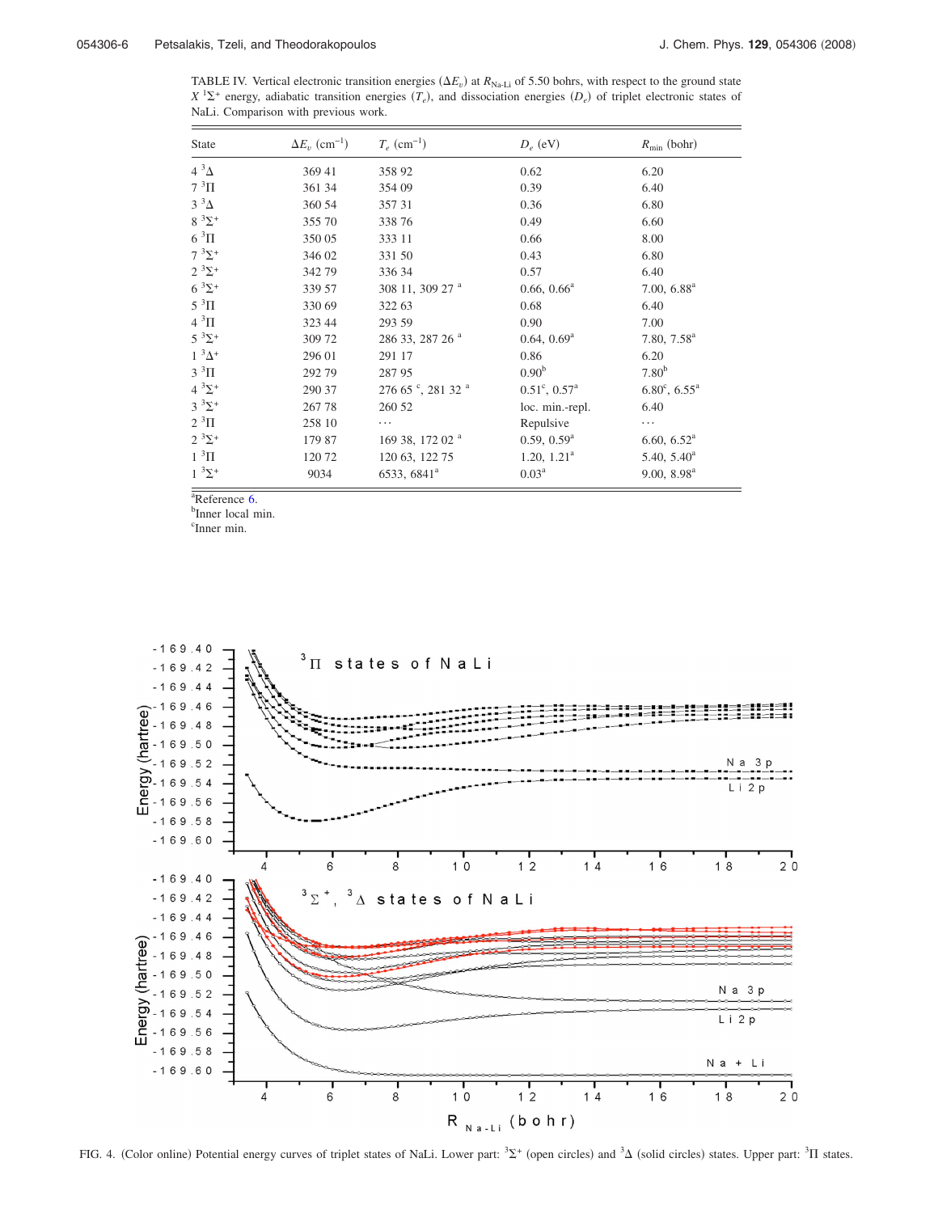TABLE IV. Vertical electronic transition energies ($\Delta E_v$) at $R_{\text{Na-Li}}$ of 5.50 bohrs, with respect to the ground state $X\,^1\Sigma^+$ energy, adiabatic transition energies ($T_e$), and dissociation energies ($D_e$) of triplet electronic states of NaLi. Comparison with previous work.

| State | $\Delta E_v$ (cm$^{-1}$) | $T_e$ (cm$^{-1}$) | $D_e$ (eV) | $R_{\min}$ (bohr) |
|---|---|---|---|---|
| $4\,^3\Delta$ | 369 41 | 358 92 | 0.62 | 6.20 |
| $7\,^3\Pi$ | 361 34 | 354 09 | 0.39 | 6.40 |
| $3\,^3\Delta$ | 360 54 | 357 31 | 0.36 | 6.80 |
| $8\,^3\Sigma^+$ | 355 70 | 338 76 | 0.49 | 6.60 |
| $6\,^3\Pi$ | 350 05 | 333 11 | 0.66 | 8.00 |
| $7\,^3\Sigma^+$ | 346 02 | 331 50 | 0.43 | 6.80 |
| $2\,^3\Sigma^+$ | 342 79 | 336 34 | 0.57 | 6.40 |
| $6\,^3\Sigma^+$ | 339 57 | 308 11, 309 27 [a] | 0.66, 0.66[a] | 7.00, 6.88[a] |
| $5\,^3\Pi$ | 330 69 | 322 63 | 0.68 | 6.40 |
| $4\,^3\Pi$ | 323 44 | 293 59 | 0.90 | 7.00 |
| $5\,^3\Sigma^+$ | 309 72 | 286 33, 287 26 [a] | 0.64, 0.69[a] | 7.80, 7.58[a] |
| $1\,^3\Delta^+$ | 296 01 | 291 17 | 0.86 | 6.20 |
| $3\,^3\Pi$ | 292 79 | 287 95 | 0.90[b] | 7.80[b] |
| $4\,^3\Sigma^+$ | 290 37 | 276 65 [c], 281 32 [a] | 0.51[c], 0.57[a] | 6.80[c], 6.55[a] |
| $3\,^3\Sigma^+$ | 267 78 | 260 52 | loc. min.-repl. | 6.40 |
| $2\,^3\Pi$ | 258 10 | ⋯ | Repulsive | ⋯ |
| $2\,^3\Sigma^+$ | 179 87 | 169 38, 172 02 [a] | 0.59, 0.59[a] | 6.60, 6.52[a] |
| $1\,^3\Pi$ | 120 72 | 120 63, 122 75 | 1.20, 1.21[a] | 5.40, 5.40[a] |
| $1\,^3\Sigma^+$ | 9034 | 6533, 6841[a] | 0.03[a] | 9.00, 8.98[a] |

[a]Reference 6.
[b]Inner local min.
[c]Inner min.

FIG. 4. (Color online) Potential energy curves of triplet states of NaLi. Lower part: $^3\Sigma^+$ (open circles) and $^3\Delta$ (solid circles) states. Upper part: $^3\Pi$ states.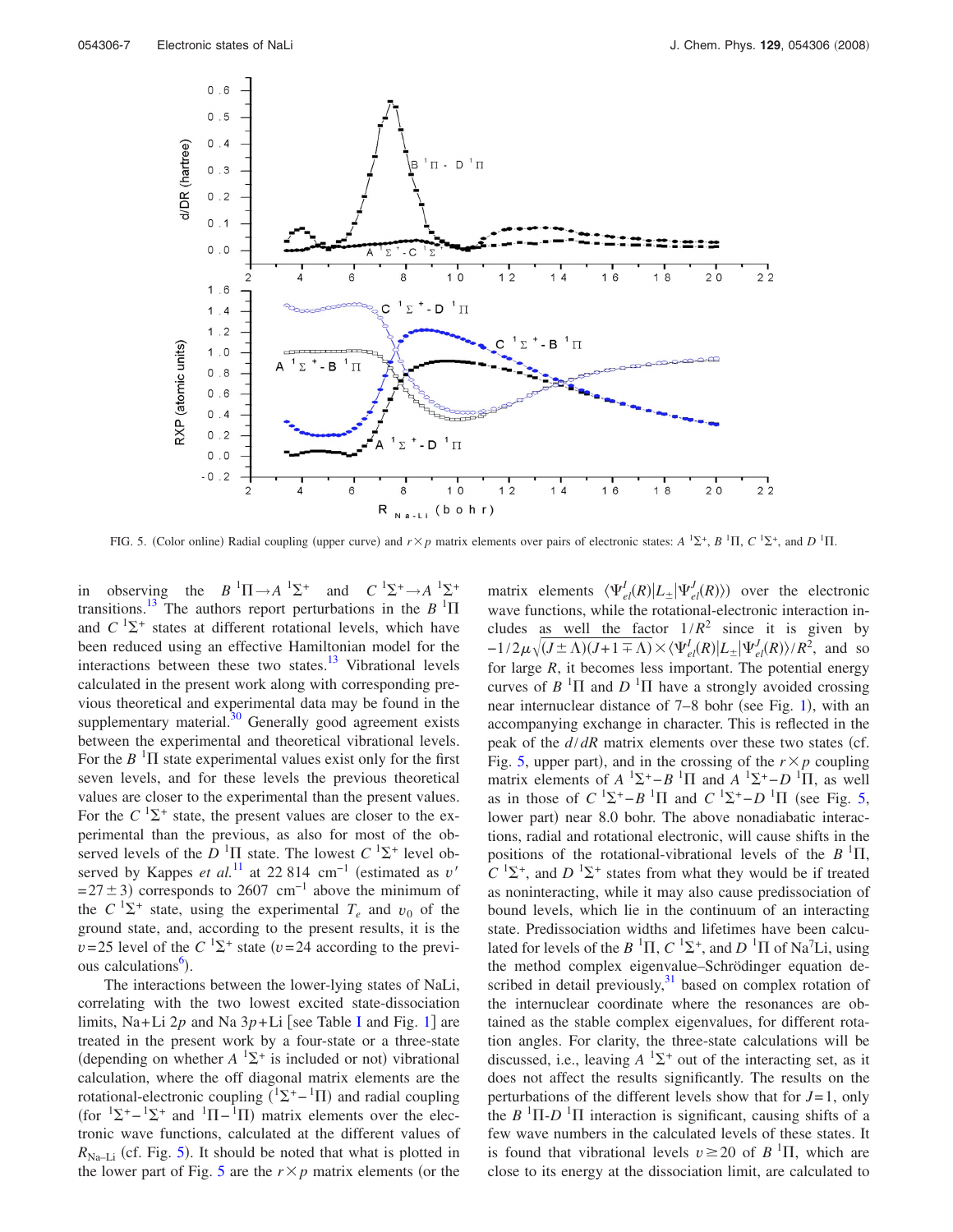FIG. 5. (Color online) Radial coupling (upper curve) and $r\times p$ matrix elements over pairs of electronic states: $A\ ^1\Sigma^+$, $B\ ^1\Pi$, $C\ ^1\Sigma^+$, and $D\ ^1\Pi$.

in observing the $B\ ^1\Pi \rightarrow A\ ^1\Sigma^+$ and $C\ ^1\Sigma^+ \rightarrow A\ ^1\Sigma^+$ transitions.[13] The authors report perturbations in the $B\ ^1\Pi$ and $C\ ^1\Sigma^+$ states at different rotational levels, which have been reduced using an effective Hamiltonian model for the interactions between these two states.[13] Vibrational levels calculated in the present work along with corresponding previous theoretical and experimental data may be found in the supplementary material.[30] Generally good agreement exists between the experimental and theoretical vibrational levels. For the $B\ ^1\Pi$ state experimental values exist only for the first seven levels, and for these levels the previous theoretical values are closer to the experimental than the present values. For the $C\ ^1\Sigma^+$ state, the present values are closer to the experimental than the previous, as also for most of the observed levels of the $D\ ^1\Pi$ state. The lowest $C\ ^1\Sigma^+$ level observed by Kappes *et al.*[11] at 22 814 $\text{cm}^{-1}$ (estimated as $v' = 27\pm 3$) corresponds to 2607 $\text{cm}^{-1}$ above the minimum of the $C\ ^1\Sigma^+$ state, using the experimental $T_e$ and $v_0$ of the ground state, and, according to the present results, it is the $v=25$ level of the $C\ ^1\Sigma^+$ state ($v=24$ according to the previous calculations[6]).

The interactions between the lower-lying states of NaLi, correlating with the two lowest excited state-dissociation limits, Na+Li $2p$ and Na $3p$+Li [see Table I and Fig. 1] are treated in the present work by a four-state or a three-state (depending on whether $A\ ^1\Sigma^+$ is included or not) vibrational calculation, where the off diagonal matrix elements are the rotational-electronic coupling ($^1\Sigma^+ - ^1\Pi$) and radial coupling (for $^1\Sigma^+ - ^1\Sigma^+$ and $^1\Pi - ^1\Pi$) matrix elements over the electronic wave functions, calculated at the different values of $R_{\text{Na–Li}}$ (cf. Fig. 5). It should be noted that what is plotted in the lower part of Fig. 5 are the $r\times p$ matrix elements (or the matrix elements $\langle \Psi^I_{el}(R)|L_\pm|\Psi^J_{el}(R)\rangle$) over the electronic wave functions, while the rotational-electronic interaction includes as well the factor $1/R^2$ since it is given by $-1/2\mu\sqrt{(J\pm\Lambda)(J+1\mp\Lambda)}\times\langle \Psi^I_{el}(R)|L_\pm|\Psi^J_{el}(R)\rangle/R^2$, and so for large $R$, it becomes less important. The potential energy curves of $B\ ^1\Pi$ and $D\ ^1\Pi$ have a strongly avoided crossing near internuclear distance of 7–8 bohr (see Fig. 1), with an accompanying exchange in character. This is reflected in the peak of the $d/dR$ matrix elements over these two states (cf. Fig. 5, upper part), and in the crossing of the $r\times p$ coupling matrix elements of $A\ ^1\Sigma^+ - B\ ^1\Pi$ and $A\ ^1\Sigma^+ - D\ ^1\Pi$, as well as in those of $C\ ^1\Sigma^+ - B\ ^1\Pi$ and $C\ ^1\Sigma^+ - D\ ^1\Pi$ (see Fig. 5, lower part) near 8.0 bohr. The above nonadiabatic interactions, radial and rotational electronic, will cause shifts in the positions of the rotational-vibrational levels of the $B\ ^1\Pi$, $C\ ^1\Sigma^+$, and $D\ ^1\Sigma^+$ states from what they would be if treated as noninteracting, while it may also cause predissociation of bound levels, which lie in the continuum of an interacting state. Predissociation widths and lifetimes have been calculated for levels of the $B\ ^1\Pi$, $C\ ^1\Sigma^+$, and $D\ ^1\Pi$ of $\text{Na}^7\text{Li}$, using the method complex eigenvalue–Schrödinger equation described in detail previously,[31] based on complex rotation of the internuclear coordinate where the resonances are obtained as the stable complex eigenvalues, for different rotation angles. For clarity, the three-state calculations will be discussed, i.e., leaving $A\ ^1\Sigma^+$ out of the interacting set, as it does not affect the results significantly. The results on the perturbations of the different levels show that for $J=1$, only the $B\ ^1\Pi$-$D\ ^1\Pi$ interaction is significant, causing shifts of a few wave numbers in the calculated levels of these states. It is found that vibrational levels $v\geq 20$ of $B\ ^1\Pi$, which are close to its energy at the dissociation limit, are calculated to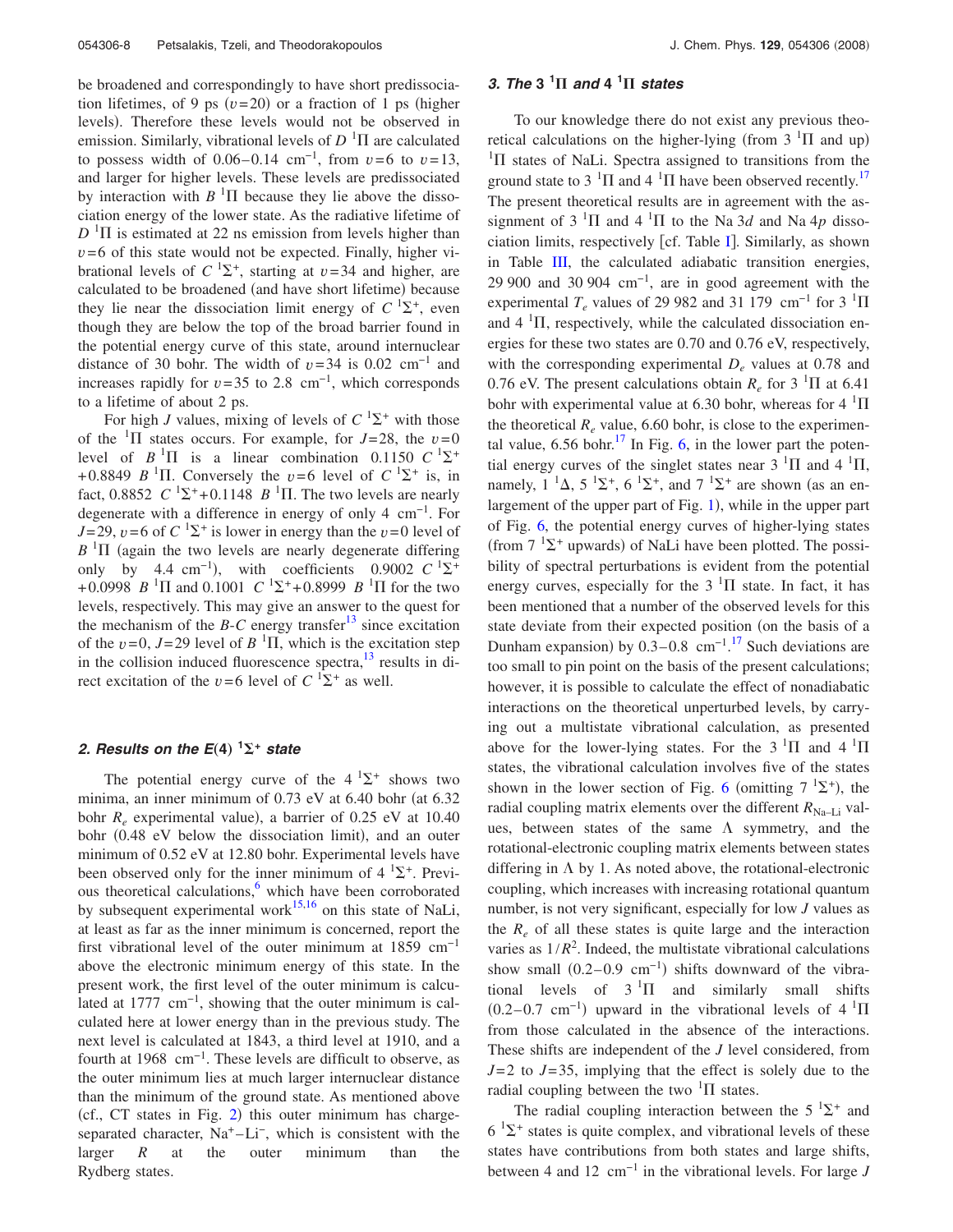be broadened and correspondingly to have short predissociation lifetimes, of 9 ps ($v=20$) or a fraction of 1 ps (higher levels). Therefore these levels would not be observed in emission. Similarly, vibrational levels of $D\ ^1\Pi$ are calculated to possess width of 0.06–0.14 cm$^{-1}$, from $v=6$ to $v=13$, and larger for higher levels. These levels are predissociated by interaction with $B\ ^1\Pi$ because they lie above the dissociation energy of the lower state. As the radiative lifetime of $D\ ^1\Pi$ is estimated at 22 ns emission from levels higher than $v=6$ of this state would not be expected. Finally, higher vibrational levels of $C\ ^1\Sigma^+$, starting at $v=34$ and higher, are calculated to be broadened (and have short lifetime) because they lie near the dissociation limit energy of $C\ ^1\Sigma^+$, even though they are below the top of the broad barrier found in the potential energy curve of this state, around internuclear distance of 30 bohr. The width of $v=34$ is 0.02 cm$^{-1}$ and increases rapidly for $v=35$ to 2.8 cm$^{-1}$, which corresponds to a lifetime of about 2 ps.

For high $J$ values, mixing of levels of $C\ ^1\Sigma^+$ with those of the $^1\Pi$ states occurs. For example, for $J=28$, the $v=0$ level of $B\ ^1\Pi$ is a linear combination $0.1150\ C\ ^1\Sigma^+ + 0.8849\ B\ ^1\Pi$. Conversely the $v=6$ level of $C\ ^1\Sigma^+$ is, in fact, $0.8852\ C\ ^1\Sigma^+ + 0.1148\ B\ ^1\Pi$. The two levels are nearly degenerate with a difference in energy of only 4 cm$^{-1}$. For $J=29$, $v=6$ of $C\ ^1\Sigma^+$ is lower in energy than the $v=0$ level of $B\ ^1\Pi$ (again the two levels are nearly degenerate differing only by 4.4 cm$^{-1}$), with coefficients $0.9002\ C\ ^1\Sigma^+ + 0.0998\ B\ ^1\Pi$ and $0.1001\ C\ ^1\Sigma^+ + 0.8999\ B\ ^1\Pi$ for the two levels, respectively. This may give an answer to the quest for the mechanism of the $B$-$C$ energy transfer[13] since excitation of the $v=0$, $J=29$ level of $B\ ^1\Pi$, which is the excitation step in the collision induced fluorescence spectra,[13] results in direct excitation of the $v=6$ level of $C\ ^1\Sigma^+$ as well.

### 2. Results on the $E(4)\ ^1\Sigma^+$ state

The potential energy curve of the $4\ ^1\Sigma^+$ shows two minima, an inner minimum of 0.73 eV at 6.40 bohr (at 6.32 bohr $R_e$ experimental value), a barrier of 0.25 eV at 10.40 bohr (0.48 eV below the dissociation limit), and an outer minimum of 0.52 eV at 12.80 bohr. Experimental levels have been observed only for the inner minimum of $4\ ^1\Sigma^+$. Previous theoretical calculations,[6] which have been corroborated by subsequent experimental work[15,16] on this state of NaLi, at least as far as the inner minimum is concerned, report the first vibrational level of the outer minimum at 1859 cm$^{-1}$ above the electronic minimum energy of this state. In the present work, the first level of the outer minimum is calculated at 1777 cm$^{-1}$, showing that the outer minimum is calculated here at lower energy than in the previous study. The next level is calculated at 1843, a third level at 1910, and a fourth at 1968 cm$^{-1}$. These levels are difficult to observe, as the outer minimum lies at much larger internuclear distance than the minimum of the ground state. As mentioned above (cf., CT states in Fig. 2) this outer minimum has charge-separated character, $Na^+$–$Li^-$, which is consistent with the larger $R$ at the outer minimum than the Rydberg states.

### 3. The $3\ ^1\Pi$ and $4\ ^1\Pi$ states

To our knowledge there do not exist any previous theoretical calculations on the higher-lying (from $3\ ^1\Pi$ and up) $^1\Pi$ states of NaLi. Spectra assigned to transitions from the ground state to $3\ ^1\Pi$ and $4\ ^1\Pi$ have been observed recently.[17] The present theoretical results are in agreement with the assignment of $3\ ^1\Pi$ and $4\ ^1\Pi$ to the Na $3d$ and Na $4p$ dissociation limits, respectively [cf. Table I]. Similarly, as shown in Table III, the calculated adiabatic transition energies, 29 900 and 30 904 cm$^{-1}$, are in good agreement with the experimental $T_e$ values of 29 982 and 31 179 cm$^{-1}$ for $3\ ^1\Pi$ and $4\ ^1\Pi$, respectively, while the calculated dissociation energies for these two states are 0.70 and 0.76 eV, respectively, with the corresponding experimental $D_e$ values at 0.78 and 0.76 eV. The present calculations obtain $R_e$ for $3\ ^1\Pi$ at 6.41 bohr with experimental value at 6.30 bohr, whereas for $4\ ^1\Pi$ the theoretical $R_e$ value, 6.60 bohr, is close to the experimental value, 6.56 bohr.[17] In Fig. 6, in the lower part the potential energy curves of the singlet states near $3\ ^1\Pi$ and $4\ ^1\Pi$, namely, $1\ ^1\Delta$, $5\ ^1\Sigma^+$, $6\ ^1\Sigma^+$, and $7\ ^1\Sigma^+$ are shown (as an enlargement of the upper part of Fig. 1), while in the upper part of Fig. 6, the potential energy curves of higher-lying states (from $7\ ^1\Sigma^+$ upwards) of NaLi have been plotted. The possibility of spectral perturbations is evident from the potential energy curves, especially for the $3\ ^1\Pi$ state. In fact, it has been mentioned that a number of the observed levels for this state deviate from their expected position (on the basis of a Dunham expansion) by 0.3–0.8 cm$^{-1}$.[17] Such deviations are too small to pin point on the basis of the present calculations; however, it is possible to calculate the effect of nonadiabatic interactions on the theoretical unperturbed levels, by carrying out a multistate vibrational calculation, as presented above for the lower-lying states. For the $3\ ^1\Pi$ and $4\ ^1\Pi$ states, the vibrational calculation involves five of the states shown in the lower section of Fig. 6 (omitting $7\ ^1\Sigma^+$), the radial coupling matrix elements over the different $R_{\mathrm{Na-Li}}$ values, between states of the same $\Lambda$ symmetry, and the rotational-electronic coupling matrix elements between states differing in $\Lambda$ by 1. As noted above, the rotational-electronic coupling, which increases with increasing rotational quantum number, is not very significant, especially for low $J$ values as the $R_e$ of all these states is quite large and the interaction varies as $1/R^2$. Indeed, the multistate vibrational calculations show small (0.2–0.9 cm$^{-1}$) shifts downward of the vibrational levels of $3\ ^1\Pi$ and similarly small shifts (0.2–0.7 cm$^{-1}$) upward in the vibrational levels of $4\ ^1\Pi$ from those calculated in the absence of the interactions. These shifts are independent of the $J$ level considered, from $J=2$ to $J=35$, implying that the effect is solely due to the radial coupling between the two $^1\Pi$ states.

The radial coupling interaction between the $5\ ^1\Sigma^+$ and $6\ ^1\Sigma^+$ states is quite complex, and vibrational levels of these states have contributions from both states and large shifts, between 4 and 12 cm$^{-1}$ in the vibrational levels. For large $J$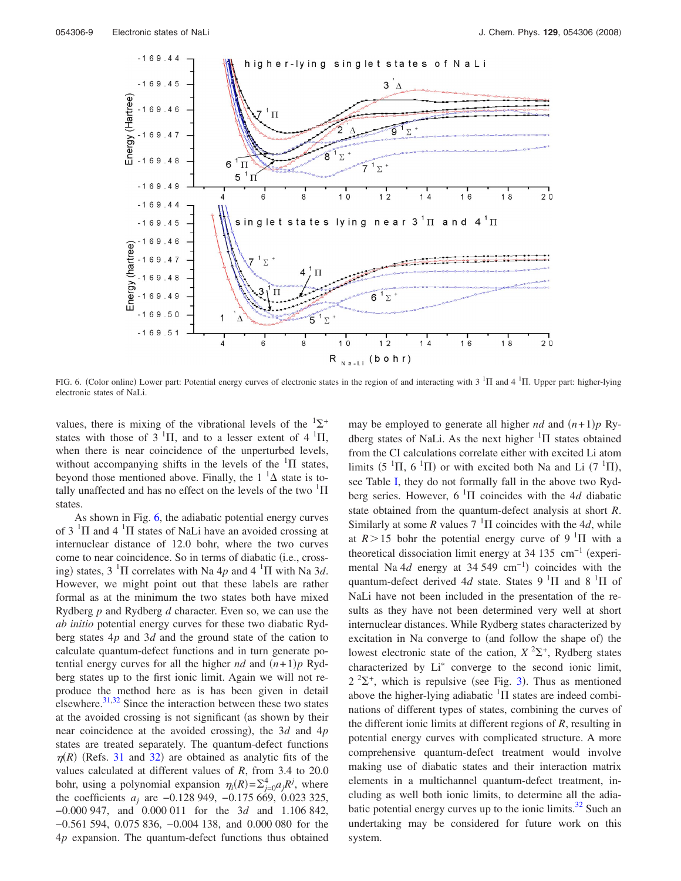FIG. 6. (Color online) Lower part: Potential energy curves of electronic states in the region of and interacting with 3 $^1\Pi$ and 4 $^1\Pi$. Upper part: higher-lying electronic states of NaLi.

values, there is mixing of the vibrational levels of the $^1\Sigma^+$ states with those of 3 $^1\Pi$, and to a lesser extent of 4 $^1\Pi$, when there is near coincidence of the unperturbed levels, without accompanying shifts in the levels of the $^1\Pi$ states, beyond those mentioned above. Finally, the 1 $^1\Delta$ state is totally unaffected and has no effect on the levels of the two $^1\Pi$ states.

As shown in Fig. 6, the adiabatic potential energy curves of 3 $^1\Pi$ and 4 $^1\Pi$ states of NaLi have an avoided crossing at internuclear distance of 12.0 bohr, where the two curves come to near coincidence. So in terms of diabatic (i.e., crossing) states, 3 $^1\Pi$ correlates with Na 4$p$ and 4 $^1\Pi$ with Na 3$d$. However, we might point out that these labels are rather formal as at the minimum the two states both have mixed Rydberg $p$ and Rydberg $d$ character. Even so, we can use the *ab initio* potential energy curves for these two diabatic Rydberg states 4$p$ and 3$d$ and the ground state of the cation to calculate quantum-defect functions and in turn generate potential energy curves for all the higher $nd$ and $(n+1)p$ Rydberg states up to the first ionic limit. Again we will not reproduce the method here as is has been given in detail elsewhere.[31,32] Since the interaction between these two states at the avoided crossing is not significant (as shown by their near coincidence at the avoided crossing), the 3$d$ and 4$p$ states are treated separately. The quantum-defect functions $\eta(R)$ (Refs. 31 and 32) are obtained as analytic fits of the values calculated at different values of $R$, from 3.4 to 20.0 bohr, using a polynomial expansion $\eta_l(R)=\Sigma_{j=0}^{4}a_jR^j$, where the coefficients $a_j$ are −0.128 949, −0.175 669, 0.023 325, −0.000 947, and 0.000 011 for the 3$d$ and 1.106 842, −0.561 594, 0.075 836, −0.004 138, and 0.000 080 for the 4$p$ expansion. The quantum-defect functions thus obtained may be employed to generate all higher $nd$ and $(n+1)p$ Rydberg states of NaLi. As the next higher $^1\Pi$ states obtained from the CI calculations correlate either with excited Li atom limits (5 $^1\Pi$, 6 $^1\Pi$) or with excited both Na and Li (7 $^1\Pi$), see Table I, they do not formally fall in the above two Rydberg series. However, 6 $^1\Pi$ coincides with the 4$d$ diabatic state obtained from the quantum-defect analysis at short $R$. Similarly at some $R$ values 7 $^1\Pi$ coincides with the 4$d$, while at $R>15$ bohr the potential energy curve of 9 $^1\Pi$ with a theoretical dissociation limit energy at 34 135 cm$^{-1}$ (experimental Na 4$d$ energy at 34 549 cm$^{-1}$) coincides with the quantum-defect derived 4$d$ state. States 9 $^1\Pi$ and 8 $^1\Pi$ of NaLi have not been included in the presentation of the results as they have not been determined very well at short internuclear distances. While Rydberg states characterized by excitation in Na converge to (and follow the shape of) the lowest electronic state of the cation, $X$ $^2\Sigma^+$, Rydberg states characterized by Li* converge to the second ionic limit, 2 $^2\Sigma^+$, which is repulsive (see Fig. 3). Thus as mentioned above the higher-lying adiabatic $^1\Pi$ states are indeed combinations of different types of states, combining the curves of the different ionic limits at different regions of $R$, resulting in potential energy curves with complicated structure. A more comprehensive quantum-defect treatment would involve making use of diabatic states and their interaction matrix elements in a multichannel quantum-defect treatment, including as well both ionic limits, to determine all the adiabatic potential energy curves up to the ionic limits.[32] Such an undertaking may be considered for future work on this system.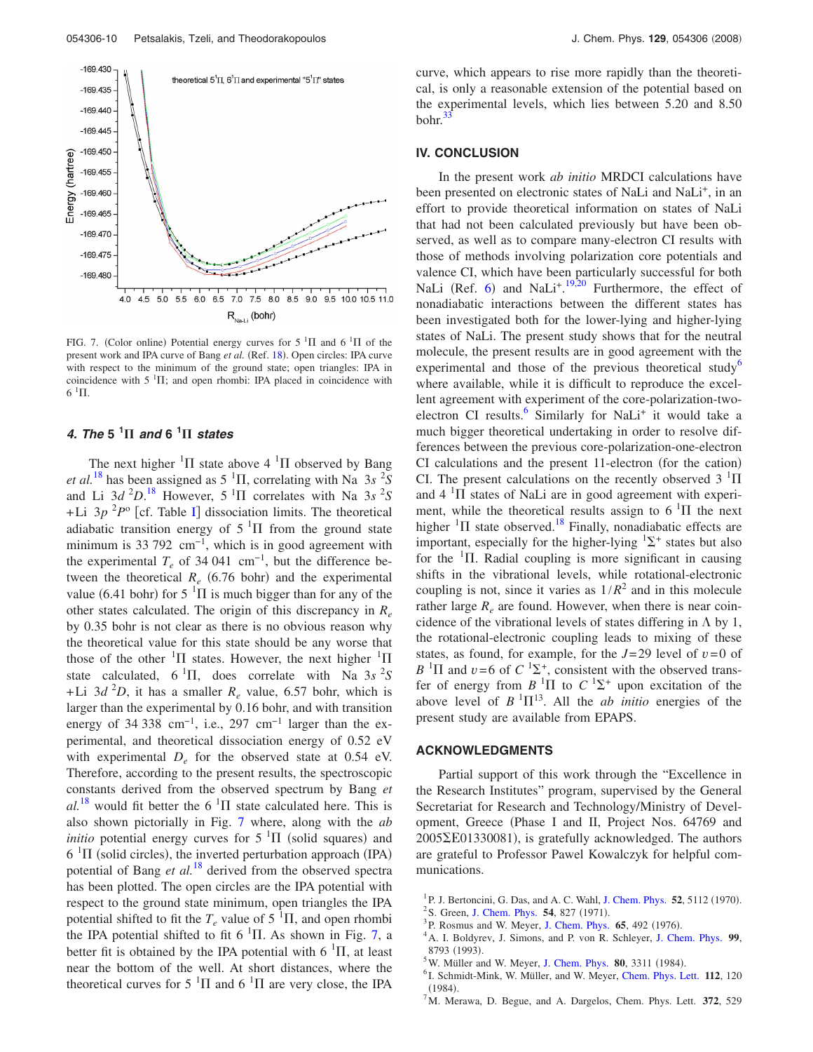FIG. 7. (Color online) Potential energy curves for 5 $^1\Pi$ and 6 $^1\Pi$ of the present work and IPA curve of Bang *et al.* (Ref. 18). Open circles: IPA curve with respect to the minimum of the ground state; open triangles: IPA in coincidence with 5 $^1\Pi$; and open rhombi: IPA placed in coincidence with 6 $^1\Pi$.

#### 4. The 5 $^1\Pi$ and 6 $^1\Pi$ states

The next higher $^1\Pi$ state above 4 $^1\Pi$ observed by Bang *et al.*[18] has been assigned as 5 $^1\Pi$, correlating with Na 3*s* $^2S$ and Li 3*d* $^2D$.[18] However, 5 $^1\Pi$ correlates with Na 3*s* $^2S$ +Li 3*p* $^2P^o$ [cf. Table I] dissociation limits. The theoretical adiabatic transition energy of 5 $^1\Pi$ from the ground state minimum is 33 792 cm$^{-1}$, which is in good agreement with the experimental $T_e$ of 34 041 cm$^{-1}$, but the difference between the theoretical $R_e$ (6.76 bohr) and the experimental value (6.41 bohr) for 5 $^1\Pi$ is much bigger than for any of the other states calculated. The origin of this discrepancy in $R_e$ by 0.35 bohr is not clear as there is no obvious reason why the theoretical value for this state should be any worse that those of the other $^1\Pi$ states. However, the next higher $^1\Pi$ state calculated, 6 $^1\Pi$, does correlate with Na 3*s* $^2S$ +Li 3*d* $^2D$, it has a smaller $R_e$ value, 6.57 bohr, which is larger than the experimental by 0.16 bohr, and with transition energy of 34 338 cm$^{-1}$, i.e., 297 cm$^{-1}$ larger than the experimental, and theoretical dissociation energy of 0.52 eV with experimental $D_e$ for the observed state at 0.54 eV. Therefore, according to the present results, the spectroscopic constants derived from the observed spectrum by Bang *et al.*[18] would fit better the 6 $^1\Pi$ state calculated here. This is also shown pictorially in Fig. 7 where, along with the *ab initio* potential energy curves for 5 $^1\Pi$ (solid squares) and 6 $^1\Pi$ (solid circles), the inverted perturbation approach (IPA) potential of Bang *et al.*[18] derived from the observed spectra has been plotted. The open circles are the IPA potential with respect to the ground state minimum, open triangles the IPA potential shifted to fit the $T_e$ value of 5 $^1\Pi$, and open rhombi the IPA potential shifted to fit 6 $^1\Pi$. As shown in Fig. 7, a better fit is obtained by the IPA potential with 6 $^1\Pi$, at least near the bottom of the well. At short distances, where the theoretical curves for 5 $^1\Pi$ and 6 $^1\Pi$ are very close, the IPA curve, which appears to rise more rapidly than the theoretical, is only a reasonable extension of the potential based on the experimental levels, which lies between 5.20 and 8.50 bohr.[33]

## IV. CONCLUSION

In the present work *ab initio* MRDCI calculations have been presented on electronic states of NaLi and NaLi$^+$, in an effort to provide theoretical information on states of NaLi that had not been calculated previously but have been observed, as well as to compare many-electron CI results with those of methods involving polarization core potentials and valence CI, which have been particularly successful for both NaLi (Ref. 6) and NaLi$^+$.[19,20] Furthermore, the effect of nonadiabatic interactions between the different states has been investigated both for the lower-lying and higher-lying states of NaLi. The present study shows that for the neutral molecule, the present results are in good agreement with the experimental and those of the previous theoretical study[6] where available, while it is difficult to reproduce the excellent agreement with experiment of the core-polarization-two-electron CI results.[6] Similarly for NaLi$^+$ it would take a much bigger theoretical undertaking in order to resolve differences between the previous core-polarization-one-electron CI calculations and the present 11-electron (for the cation) CI. The present calculations on the recently observed 3 $^1\Pi$ and 4 $^1\Pi$ states of NaLi are in good agreement with experiment, while the theoretical results assign to 6 $^1\Pi$ the next higher $^1\Pi$ state observed.[18] Finally, nonadiabatic effects are important, especially for the higher-lying $^1\Sigma^+$ states but also for the $^1\Pi$. Radial coupling is more significant in causing shifts in the vibrational levels, while rotational-electronic coupling is not, since it varies as $1/R^2$ and in this molecule rather large $R_e$ are found. However, when there is near coincidence of the vibrational levels of states differing in $\Lambda$ by 1, the rotational-electronic coupling leads to mixing of these states, as found, for example, for the $J=29$ level of $v=0$ of $B$ $^1\Pi$ and $v=6$ of $C$ $^1\Sigma^+$, consistent with the observed transfer of energy from $B$ $^1\Pi$ to $C$ $^1\Sigma^+$ upon excitation of the above level of $B$ $^1\Pi$[13]. All the *ab initio* energies of the present study are available from EPAPS.

## ACKNOWLEDGMENTS

Partial support of this work through the "Excellence in the Research Institutes" program, supervised by the General Secretariat for Research and Technology/Ministry of Development, Greece (Phase I and II, Project Nos. 64769 and 2005ΣE01330081), is gratefully acknowledged. The authors are grateful to Professor Pawel Kowalczyk for helpful communications.

[1] P. J. Bertoncini, G. Das, and A. C. Wahl, J. Chem. Phys. **52**, 5112 (1970).
[2] S. Green, J. Chem. Phys. **54**, 827 (1971).
[3] P. Rosmus and W. Meyer, J. Chem. Phys. **65**, 492 (1976).
[4] A. I. Boldyrev, J. Simons, and P. von R. Schleyer, J. Chem. Phys. **99**, 8793 (1993).
[5] W. Müller and W. Meyer, J. Chem. Phys. **80**, 3311 (1984).
[6] I. Schmidt-Mink, W. Müller, and W. Meyer, Chem. Phys. Lett. **112**, 120 (1984).
[7] M. Merawa, D. Begue, and A. Dargelos, Chem. Phys. Lett. **372**, 529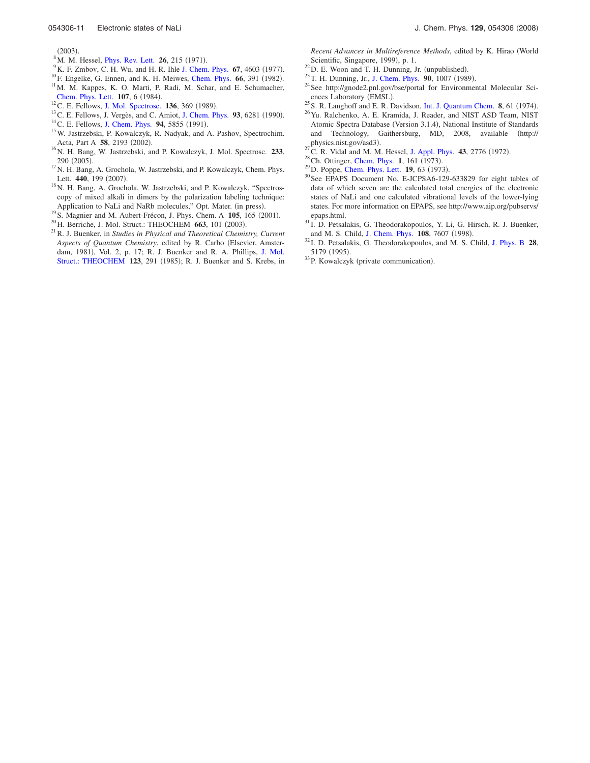(2003).

[8] M. M. Hessel, Phys. Rev. Lett. **26**, 215 (1971).

[9] K. F. Zmbov, C. H. Wu, and H. R. Ihle J. Chem. Phys. **67**, 4603 (1977).

[10] F. Engelke, G. Ennen, and K. H. Meiwes, Chem. Phys. **66**, 391 (1982).

[11] M. M. Kappes, K. O. Marti, P. Radi, M. Schar, and E. Schumacher, Chem. Phys. Lett. **107**, 6 (1984).

[12] C. E. Fellows, J. Mol. Spectrosc. **136**, 369 (1989).

[13] C. E. Fellows, J. Vergès, and C. Amiot, J. Chem. Phys. **93**, 6281 (1990).

[14] C. E. Fellows, J. Chem. Phys. **94**, 5855 (1991).

[15] W. Jastrzebski, P. Kowalczyk, R. Nadyak, and A. Pashov, Spectrochim. Acta, Part A **58**, 2193 (2002).

[16] N. H. Bang, W. Jastrzebski, and P. Kowalczyk, J. Mol. Spectrosc. **233**, 290 (2005).

[17] N. H. Bang, A. Grochola, W. Jastrzebski, and P. Kowalczyk, Chem. Phys. Lett. **440**, 199 (2007).

[18] N. H. Bang, A. Grochola, W. Jastrzebski, and P. Kowalczyk, "Spectroscopy of mixed alkali in dimers by the polarization labeling technique: Application to NaLi and NaRb molecules," Opt. Mater. (in press).

[19] S. Magnier and M. Aubert-Frécon, J. Phys. Chem. A **105**, 165 (2001).

[20] H. Berriche, J. Mol. Struct.: THEOCHEM **663**, 101 (2003).

[21] R. J. Buenker, in *Studies in Physical and Theoretical Chemistry, Current Aspects of Quantum Chemistry*, edited by R. Carbo (Elsevier, Amsterdam, 1981), Vol. 2, p. 17; R. J. Buenker and R. A. Phillips, J. Mol. Struct.: THEOCHEM **123**, 291 (1985); R. J. Buenker and S. Krebs, in *Recent Advances in Multireference Methods*, edited by K. Hirao (World Scientific, Singapore, 1999), p. 1.

[22] D. E. Woon and T. H. Dunning, Jr. (unpublished).

[23] T. H. Dunning, Jr., J. Chem. Phys. **90**, 1007 (1989).

[24] See http://gnode2.pnl.gov/bse/portal for Environmental Molecular Sciences Laboratory (EMSL).

[25] S. R. Langhoff and E. R. Davidson, Int. J. Quantum Chem. **8**, 61 (1974).

[26] Yu. Ralchenko, A. E. Kramida, J. Reader, and NIST ASD Team, NIST Atomic Spectra Database (Version 3.1.4), National Institute of Standards and Technology, Gaithersburg, MD, 2008, available (http://physics.nist.gov/asd3).

[27] C. R. Vidal and M. M. Hessel, J. Appl. Phys. **43**, 2776 (1972).

[28] Ch. Ottinger, Chem. Phys. **1**, 161 (1973).

[29] D. Poppe, Chem. Phys. Lett. **19**, 63 (1973).

[30] See EPAPS Document No. E-JCPSA6-129-633829 for eight tables of data of which seven are the calculated total energies of the electronic states of NaLi and one calculated vibrational levels of the lower-lying states. For more information on EPAPS, see http://www.aip.org/pubservs/epaps.html.

[31] I. D. Petsalakis, G. Theodorakopoulos, Y. Li, G. Hirsch, R. J. Buenker, and M. S. Child, J. Chem. Phys. **108**, 7607 (1998).

[32] I. D. Petsalakis, G. Theodorakopoulos, and M. S. Child, J. Phys. B **28**, 5179 (1995).

[33] P. Kowalczyk (private communication).